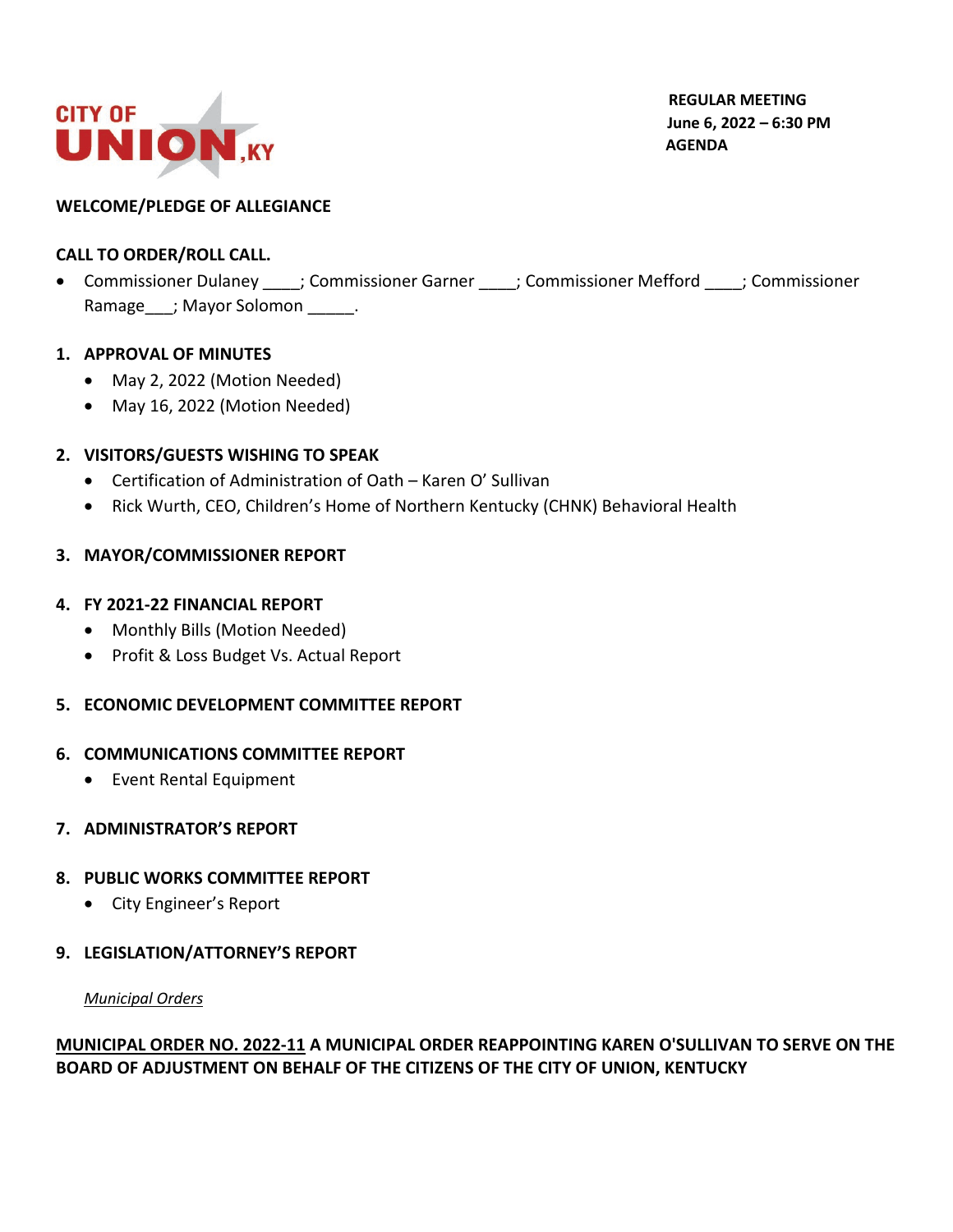CITY OF UNION, KY

**REGULAR MEETING**
**June 6, 2022 – 6:30 PM**
**AGENDA**

**WELCOME/PLEDGE OF ALLEGIANCE**

**CALL TO ORDER/ROLL CALL.**

- Commissioner Dulaney ____; Commissioner Garner ____; Commissioner Mefford ____; Commissioner Ramage___; Mayor Solomon _____.

1. **APPROVAL OF MINUTES**
   - May 2, 2022 (Motion Needed)
   - May 16, 2022 (Motion Needed)

2. **VISITORS/GUESTS WISHING TO SPEAK**
   - Certification of Administration of Oath – Karen O' Sullivan
   - Rick Wurth, CEO, Children's Home of Northern Kentucky (CHNK) Behavioral Health

3. **MAYOR/COMMISSIONER REPORT**

4. **FY 2021-22 FINANCIAL REPORT**
   - Monthly Bills (Motion Needed)
   - Profit & Loss Budget Vs. Actual Report

5. **ECONOMIC DEVELOPMENT COMMITTEE REPORT**

6. **COMMUNICATIONS COMMITTEE REPORT**
   - Event Rental Equipment

7. **ADMINISTRATOR'S REPORT**

8. **PUBLIC WORKS COMMITTEE REPORT**
   - City Engineer's Report

9. **LEGISLATION/ATTORNEY'S REPORT**

*Municipal Orders*

**MUNICIPAL ORDER NO. 2022-11 A MUNICIPAL ORDER REAPPOINTING KAREN O'SULLIVAN TO SERVE ON THE BOARD OF ADJUSTMENT ON BEHALF OF THE CITIZENS OF THE CITY OF UNION, KENTUCKY**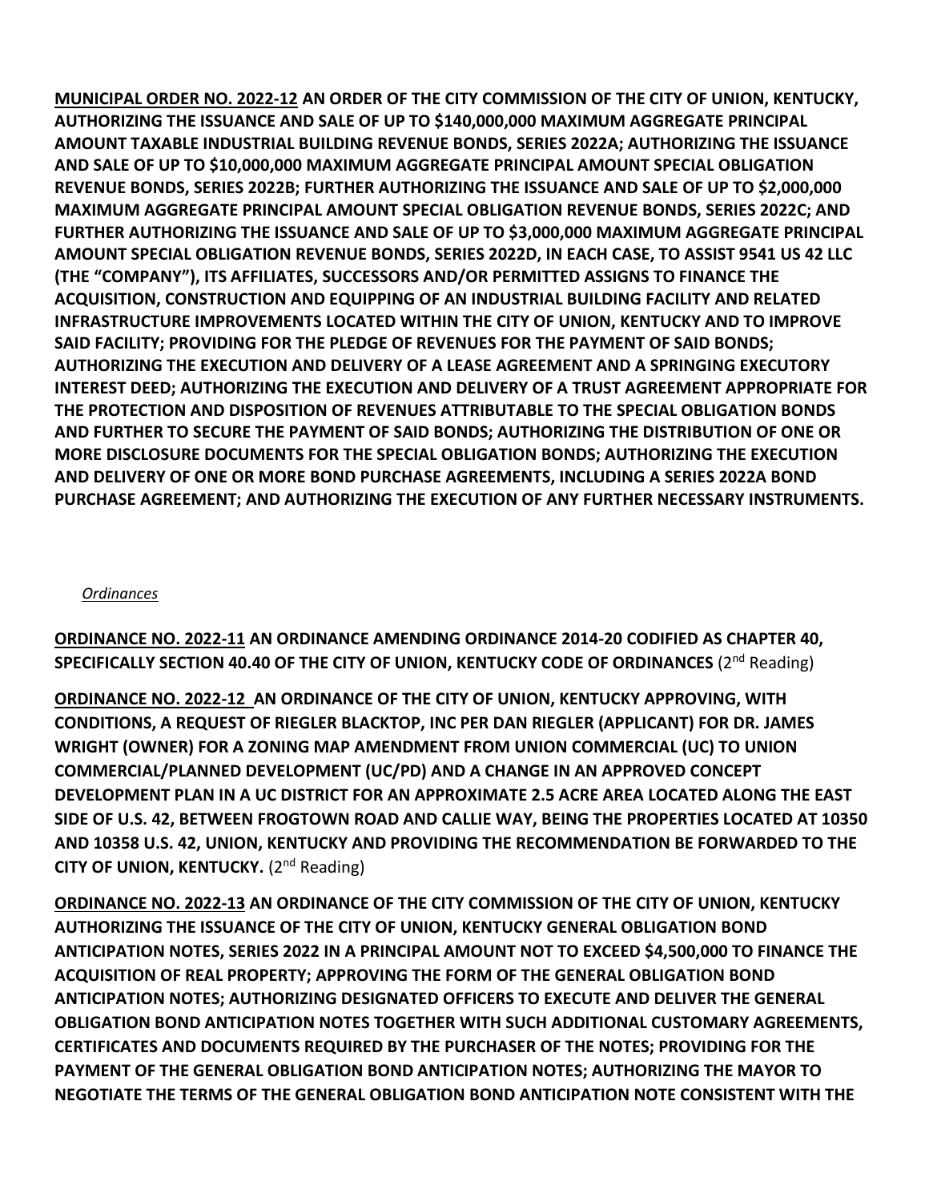**<u>MUNICIPAL ORDER NO. 2022-12</u> AN ORDER OF THE CITY COMMISSION OF THE CITY OF UNION, KENTUCKY, AUTHORIZING THE ISSUANCE AND SALE OF UP TO $140,000,000 MAXIMUM AGGREGATE PRINCIPAL AMOUNT TAXABLE INDUSTRIAL BUILDING REVENUE BONDS, SERIES 2022A; AUTHORIZING THE ISSUANCE AND SALE OF UP TO $10,000,000 MAXIMUM AGGREGATE PRINCIPAL AMOUNT SPECIAL OBLIGATION REVENUE BONDS, SERIES 2022B; FURTHER AUTHORIZING THE ISSUANCE AND SALE OF UP TO $2,000,000 MAXIMUM AGGREGATE PRINCIPAL AMOUNT SPECIAL OBLIGATION REVENUE BONDS, SERIES 2022C; AND FURTHER AUTHORIZING THE ISSUANCE AND SALE OF UP TO $3,000,000 MAXIMUM AGGREGATE PRINCIPAL AMOUNT SPECIAL OBLIGATION REVENUE BONDS, SERIES 2022D, IN EACH CASE, TO ASSIST 9541 US 42 LLC (THE "COMPANY"), ITS AFFILIATES, SUCCESSORS AND/OR PERMITTED ASSIGNS TO FINANCE THE ACQUISITION, CONSTRUCTION AND EQUIPPING OF AN INDUSTRIAL BUILDING FACILITY AND RELATED INFRASTRUCTURE IMPROVEMENTS LOCATED WITHIN THE CITY OF UNION, KENTUCKY AND TO IMPROVE SAID FACILITY; PROVIDING FOR THE PLEDGE OF REVENUES FOR THE PAYMENT OF SAID BONDS; AUTHORIZING THE EXECUTION AND DELIVERY OF A LEASE AGREEMENT AND A SPRINGING EXECUTORY INTEREST DEED; AUTHORIZING THE EXECUTION AND DELIVERY OF A TRUST AGREEMENT APPROPRIATE FOR THE PROTECTION AND DISPOSITION OF REVENUES ATTRIBUTABLE TO THE SPECIAL OBLIGATION BONDS AND FURTHER TO SECURE THE PAYMENT OF SAID BONDS; AUTHORIZING THE DISTRIBUTION OF ONE OR MORE DISCLOSURE DOCUMENTS FOR THE SPECIAL OBLIGATION BONDS; AUTHORIZING THE EXECUTION AND DELIVERY OF ONE OR MORE BOND PURCHASE AGREEMENTS, INCLUDING A SERIES 2022A BOND PURCHASE AGREEMENT; AND AUTHORIZING THE EXECUTION OF ANY FURTHER NECESSARY INSTRUMENTS.**

*<u>Ordinances</u>*

**<u>ORDINANCE NO. 2022-11</u> AN ORDINANCE AMENDING ORDINANCE 2014-20 CODIFIED AS CHAPTER 40, SPECIFICALLY SECTION 40.40 OF THE CITY OF UNION, KENTUCKY CODE OF ORDINANCES** (2nd Reading)

**<u>ORDINANCE NO. 2022-12</u> AN ORDINANCE OF THE CITY OF UNION, KENTUCKY APPROVING, WITH CONDITIONS, A REQUEST OF RIEGLER BLACKTOP, INC PER DAN RIEGLER (APPLICANT) FOR DR. JAMES WRIGHT (OWNER) FOR A ZONING MAP AMENDMENT FROM UNION COMMERCIAL (UC) TO UNION COMMERCIAL/PLANNED DEVELOPMENT (UC/PD) AND A CHANGE IN AN APPROVED CONCEPT DEVELOPMENT PLAN IN A UC DISTRICT FOR AN APPROXIMATE 2.5 ACRE AREA LOCATED ALONG THE EAST SIDE OF U.S. 42, BETWEEN FROGTOWN ROAD AND CALLIE WAY, BEING THE PROPERTIES LOCATED AT 10350 AND 10358 U.S. 42, UNION, KENTUCKY AND PROVIDING THE RECOMMENDATION BE FORWARDED TO THE CITY OF UNION, KENTUCKY.** (2nd Reading)

**<u>ORDINANCE NO. 2022-13</u> AN ORDINANCE OF THE CITY COMMISSION OF THE CITY OF UNION, KENTUCKY AUTHORIZING THE ISSUANCE OF THE CITY OF UNION, KENTUCKY GENERAL OBLIGATION BOND ANTICIPATION NOTES, SERIES 2022 IN A PRINCIPAL AMOUNT NOT TO EXCEED $4,500,000 TO FINANCE THE ACQUISITION OF REAL PROPERTY; APPROVING THE FORM OF THE GENERAL OBLIGATION BOND ANTICIPATION NOTES; AUTHORIZING DESIGNATED OFFICERS TO EXECUTE AND DELIVER THE GENERAL OBLIGATION BOND ANTICIPATION NOTES TOGETHER WITH SUCH ADDITIONAL CUSTOMARY AGREEMENTS, CERTIFICATES AND DOCUMENTS REQUIRED BY THE PURCHASER OF THE NOTES; PROVIDING FOR THE PAYMENT OF THE GENERAL OBLIGATION BOND ANTICIPATION NOTES; AUTHORIZING THE MAYOR TO NEGOTIATE THE TERMS OF THE GENERAL OBLIGATION BOND ANTICIPATION NOTE CONSISTENT WITH THE**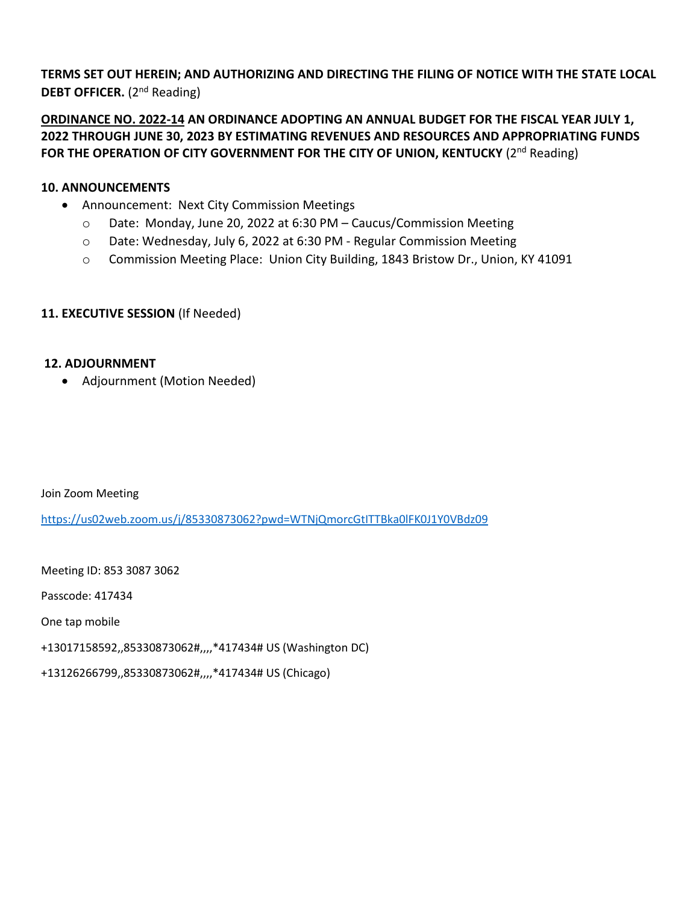**TERMS SET OUT HEREIN; AND AUTHORIZING AND DIRECTING THE FILING OF NOTICE WITH THE STATE LOCAL DEBT OFFICER.** (2nd Reading)

**ORDINANCE NO. 2022-14 AN ORDINANCE ADOPTING AN ANNUAL BUDGET FOR THE FISCAL YEAR JULY 1, 2022 THROUGH JUNE 30, 2023 BY ESTIMATING REVENUES AND RESOURCES AND APPROPRIATING FUNDS FOR THE OPERATION OF CITY GOVERNMENT FOR THE CITY OF UNION, KENTUCKY** (2nd Reading)

**10. ANNOUNCEMENTS**

- Announcement: Next City Commission Meetings
  - Date: Monday, June 20, 2022 at 6:30 PM – Caucus/Commission Meeting
  - Date: Wednesday, July 6, 2022 at 6:30 PM - Regular Commission Meeting
  - Commission Meeting Place: Union City Building, 1843 Bristow Dr., Union, KY 41091

**11. EXECUTIVE SESSION** (If Needed)

**12. ADJOURNMENT**

- Adjournment (Motion Needed)

Join Zoom Meeting

https://us02web.zoom.us/j/85330873062?pwd=WTNjQmorcGtITTBka0lFK0J1Y0VBdz09

Meeting ID: 853 3087 3062

Passcode: 417434

One tap mobile

+13017158592,,85330873062#,,,,*417434# US (Washington DC)

+13126266799,,85330873062#,,,,*417434# US (Chicago)